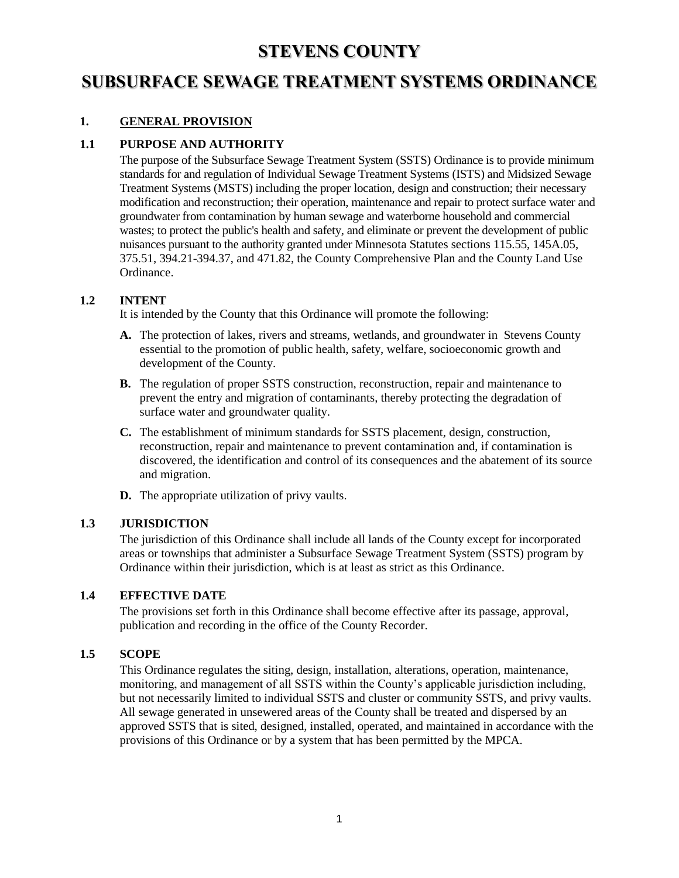# STEVENS COUNTY

# SUBSURFACE SEWAGE TREATMENT SYSTEMS ORDINANCE

## 1. GENERAL PROVISION

### 1.1 PURPOSE AND AUTHORITY

The purpose of the Subsurface Sewage Treatment System (SSTS) Ordinance is to provide minimum standards for and regulation of Individual Sewage Treatment Systems (ISTS) and Midsized Sewage Treatment Systems (MSTS) including the proper location, design and construction; their necessary modification and reconstruction; their operation, maintenance and repair to protect surface water and groundwater from contamination by human sewage and waterborne household and commercial wastes; to protect the public's health and safety, and eliminate or prevent the development of public nuisances pursuant to the authority granted under Minnesota Statutes sections 115.55, 145A.05, 375.51, 394.21-394.37, and 471.82, the County Comprehensive Plan and the County Land Use Ordinance.

### 1.2 INTENT

It is intended by the County that this Ordinance will promote the following:

**A.** The protection of lakes, rivers and streams, wetlands, and groundwater in Stevens County essential to the promotion of public health, safety, welfare, socioeconomic growth and development of the County.

**B.** The regulation of proper SSTS construction, reconstruction, repair and maintenance to prevent the entry and migration of contaminants, thereby protecting the degradation of surface water and groundwater quality.

**C.** The establishment of minimum standards for SSTS placement, design, construction, reconstruction, repair and maintenance to prevent contamination and, if contamination is discovered, the identification and control of its consequences and the abatement of its source and migration.

**D.** The appropriate utilization of privy vaults.

### 1.3 JURISDICTION

The jurisdiction of this Ordinance shall include all lands of the County except for incorporated areas or townships that administer a Subsurface Sewage Treatment System (SSTS) program by Ordinance within their jurisdiction, which is at least as strict as this Ordinance.

### 1.4 EFFECTIVE DATE

The provisions set forth in this Ordinance shall become effective after its passage, approval, publication and recording in the office of the County Recorder.

### 1.5 SCOPE

This Ordinance regulates the siting, design, installation, alterations, operation, maintenance, monitoring, and management of all SSTS within the County's applicable jurisdiction including, but not necessarily limited to individual SSTS and cluster or community SSTS, and privy vaults. All sewage generated in unsewered areas of the County shall be treated and dispersed by an approved SSTS that is sited, designed, installed, operated, and maintained in accordance with the provisions of this Ordinance or by a system that has been permitted by the MPCA.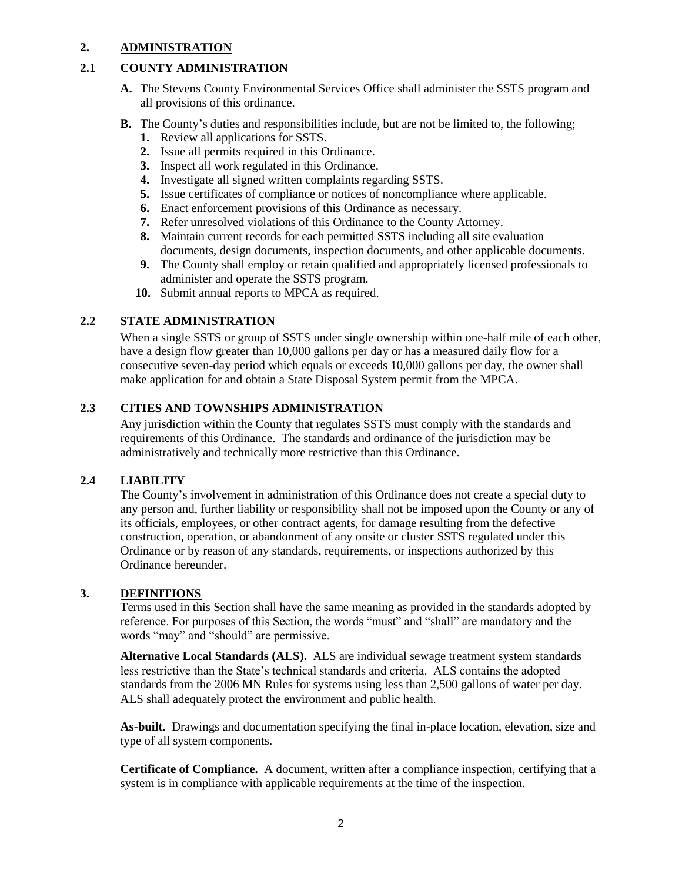## 2. ADMINISTRATION

### 2.1 COUNTY ADMINISTRATION

**A.** The Stevens County Environmental Services Office shall administer the SSTS program and all provisions of this ordinance.

**B.** The County's duties and responsibilities include, but are not be limited to, the following;

1. Review all applications for SSTS.
2. Issue all permits required in this Ordinance.
3. Inspect all work regulated in this Ordinance.
4. Investigate all signed written complaints regarding SSTS.
5. Issue certificates of compliance or notices of noncompliance where applicable.
6. Enact enforcement provisions of this Ordinance as necessary.
7. Refer unresolved violations of this Ordinance to the County Attorney.
8. Maintain current records for each permitted SSTS including all site evaluation documents, design documents, inspection documents, and other applicable documents.
9. The County shall employ or retain qualified and appropriately licensed professionals to administer and operate the SSTS program.
10. Submit annual reports to MPCA as required.

### 2.2 STATE ADMINISTRATION

When a single SSTS or group of SSTS under single ownership within one-half mile of each other, have a design flow greater than 10,000 gallons per day or has a measured daily flow for a consecutive seven-day period which equals or exceeds 10,000 gallons per day, the owner shall make application for and obtain a State Disposal System permit from the MPCA.

### 2.3 CITIES AND TOWNSHIPS ADMINISTRATION

Any jurisdiction within the County that regulates SSTS must comply with the standards and requirements of this Ordinance. The standards and ordinance of the jurisdiction may be administratively and technically more restrictive than this Ordinance.

### 2.4 LIABILITY

The County's involvement in administration of this Ordinance does not create a special duty to any person and, further liability or responsibility shall not be imposed upon the County or any of its officials, employees, or other contract agents, for damage resulting from the defective construction, operation, or abandonment of any onsite or cluster SSTS regulated under this Ordinance or by reason of any standards, requirements, or inspections authorized by this Ordinance hereunder.

## 3. DEFINITIONS

Terms used in this Section shall have the same meaning as provided in the standards adopted by reference. For purposes of this Section, the words "must" and "shall" are mandatory and the words "may" and "should" are permissive.

**Alternative Local Standards (ALS).** ALS are individual sewage treatment system standards less restrictive than the State's technical standards and criteria. ALS contains the adopted standards from the 2006 MN Rules for systems using less than 2,500 gallons of water per day. ALS shall adequately protect the environment and public health.

**As-built.** Drawings and documentation specifying the final in-place location, elevation, size and type of all system components.

**Certificate of Compliance.** A document, written after a compliance inspection, certifying that a system is in compliance with applicable requirements at the time of the inspection.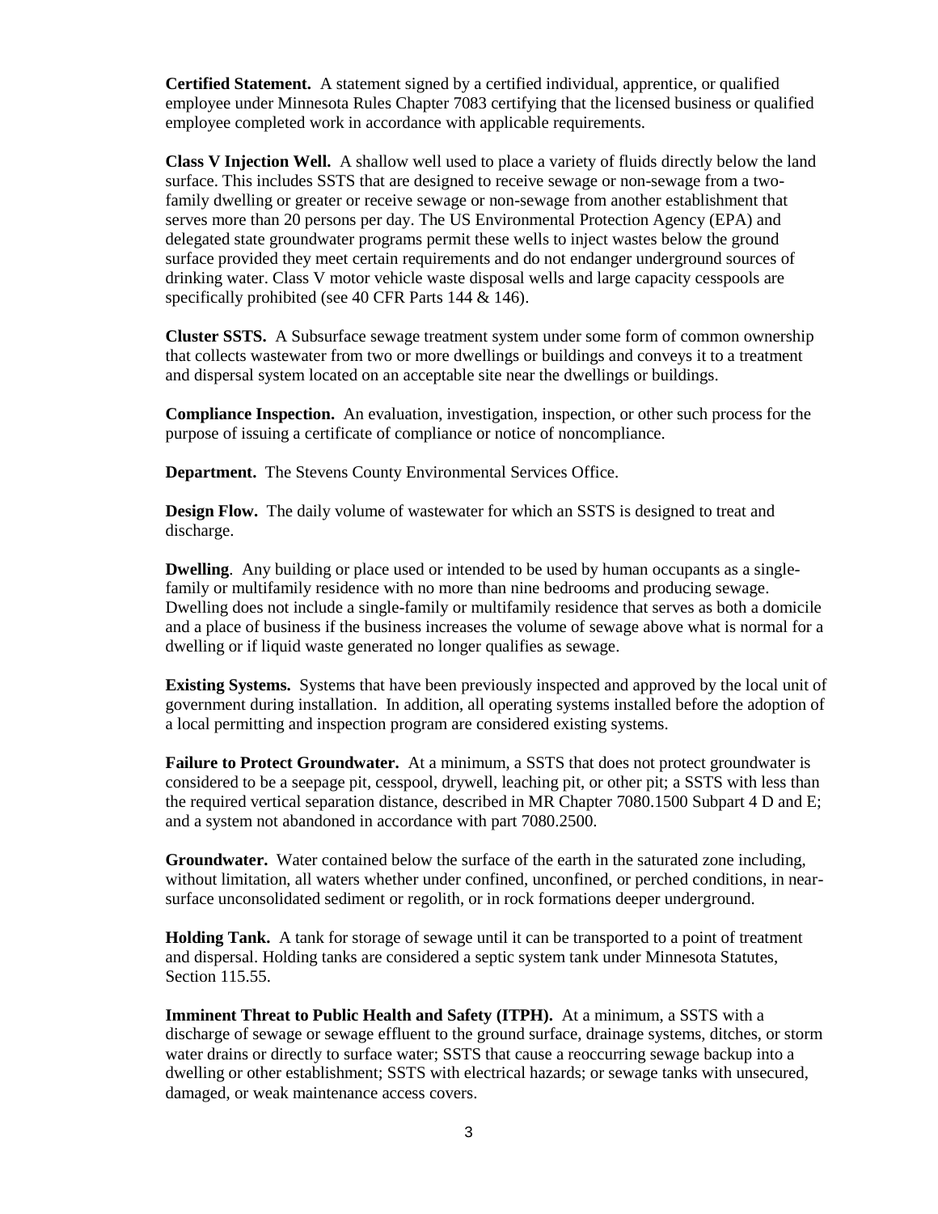**Certified Statement.** A statement signed by a certified individual, apprentice, or qualified employee under Minnesota Rules Chapter 7083 certifying that the licensed business or qualified employee completed work in accordance with applicable requirements.

**Class V Injection Well.** A shallow well used to place a variety of fluids directly below the land surface. This includes SSTS that are designed to receive sewage or non-sewage from a two-family dwelling or greater or receive sewage or non-sewage from another establishment that serves more than 20 persons per day. The US Environmental Protection Agency (EPA) and delegated state groundwater programs permit these wells to inject wastes below the ground surface provided they meet certain requirements and do not endanger underground sources of drinking water. Class V motor vehicle waste disposal wells and large capacity cesspools are specifically prohibited (see 40 CFR Parts 144 & 146).

**Cluster SSTS.** A Subsurface sewage treatment system under some form of common ownership that collects wastewater from two or more dwellings or buildings and conveys it to a treatment and dispersal system located on an acceptable site near the dwellings or buildings.

**Compliance Inspection.** An evaluation, investigation, inspection, or other such process for the purpose of issuing a certificate of compliance or notice of noncompliance.

**Department.** The Stevens County Environmental Services Office.

**Design Flow.** The daily volume of wastewater for which an SSTS is designed to treat and discharge.

**Dwelling**. Any building or place used or intended to be used by human occupants as a single-family or multifamily residence with no more than nine bedrooms and producing sewage. Dwelling does not include a single-family or multifamily residence that serves as both a domicile and a place of business if the business increases the volume of sewage above what is normal for a dwelling or if liquid waste generated no longer qualifies as sewage.

**Existing Systems.** Systems that have been previously inspected and approved by the local unit of government during installation. In addition, all operating systems installed before the adoption of a local permitting and inspection program are considered existing systems.

**Failure to Protect Groundwater.** At a minimum, a SSTS that does not protect groundwater is considered to be a seepage pit, cesspool, drywell, leaching pit, or other pit; a SSTS with less than the required vertical separation distance, described in MR Chapter 7080.1500 Subpart 4 D and E; and a system not abandoned in accordance with part 7080.2500.

**Groundwater.** Water contained below the surface of the earth in the saturated zone including, without limitation, all waters whether under confined, unconfined, or perched conditions, in near-surface unconsolidated sediment or regolith, or in rock formations deeper underground.

**Holding Tank.** A tank for storage of sewage until it can be transported to a point of treatment and dispersal. Holding tanks are considered a septic system tank under Minnesota Statutes, Section 115.55.

**Imminent Threat to Public Health and Safety (ITPH).** At a minimum, a SSTS with a discharge of sewage or sewage effluent to the ground surface, drainage systems, ditches, or storm water drains or directly to surface water; SSTS that cause a reoccurring sewage backup into a dwelling or other establishment; SSTS with electrical hazards; or sewage tanks with unsecured, damaged, or weak maintenance access covers.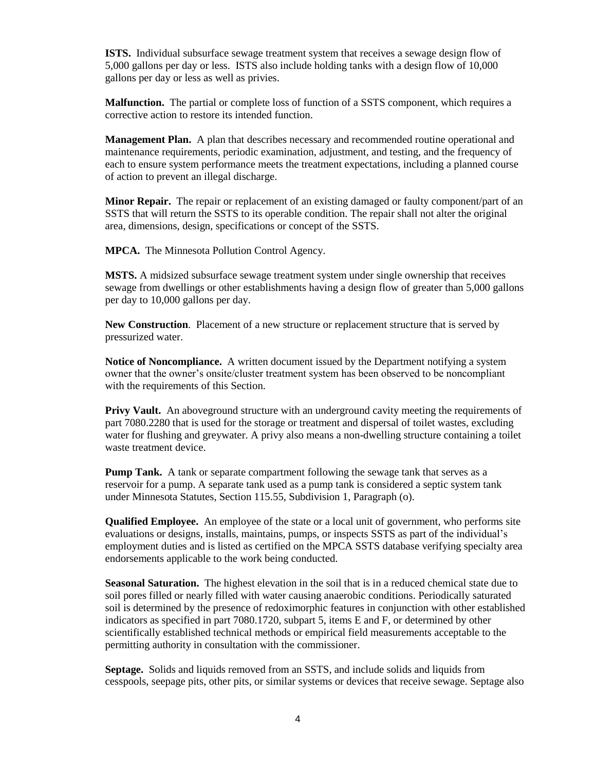**ISTS.** Individual subsurface sewage treatment system that receives a sewage design flow of 5,000 gallons per day or less. ISTS also include holding tanks with a design flow of 10,000 gallons per day or less as well as privies.

**Malfunction.** The partial or complete loss of function of a SSTS component, which requires a corrective action to restore its intended function.

**Management Plan.** A plan that describes necessary and recommended routine operational and maintenance requirements, periodic examination, adjustment, and testing, and the frequency of each to ensure system performance meets the treatment expectations, including a planned course of action to prevent an illegal discharge.

**Minor Repair.** The repair or replacement of an existing damaged or faulty component/part of an SSTS that will return the SSTS to its operable condition. The repair shall not alter the original area, dimensions, design, specifications or concept of the SSTS.

**MPCA.** The Minnesota Pollution Control Agency.

**MSTS.** A midsized subsurface sewage treatment system under single ownership that receives sewage from dwellings or other establishments having a design flow of greater than 5,000 gallons per day to 10,000 gallons per day.

**New Construction**. Placement of a new structure or replacement structure that is served by pressurized water.

**Notice of Noncompliance.** A written document issued by the Department notifying a system owner that the owner's onsite/cluster treatment system has been observed to be noncompliant with the requirements of this Section.

**Privy Vault.** An aboveground structure with an underground cavity meeting the requirements of part 7080.2280 that is used for the storage or treatment and dispersal of toilet wastes, excluding water for flushing and greywater. A privy also means a non-dwelling structure containing a toilet waste treatment device.

**Pump Tank.** A tank or separate compartment following the sewage tank that serves as a reservoir for a pump. A separate tank used as a pump tank is considered a septic system tank under Minnesota Statutes, Section 115.55, Subdivision 1, Paragraph (o).

**Qualified Employee.** An employee of the state or a local unit of government, who performs site evaluations or designs, installs, maintains, pumps, or inspects SSTS as part of the individual's employment duties and is listed as certified on the MPCA SSTS database verifying specialty area endorsements applicable to the work being conducted.

**Seasonal Saturation.** The highest elevation in the soil that is in a reduced chemical state due to soil pores filled or nearly filled with water causing anaerobic conditions. Periodically saturated soil is determined by the presence of redoximorphic features in conjunction with other established indicators as specified in part 7080.1720, subpart 5, items E and F, or determined by other scientifically established technical methods or empirical field measurements acceptable to the permitting authority in consultation with the commissioner.

**Septage.** Solids and liquids removed from an SSTS, and include solids and liquids from cesspools, seepage pits, other pits, or similar systems or devices that receive sewage. Septage also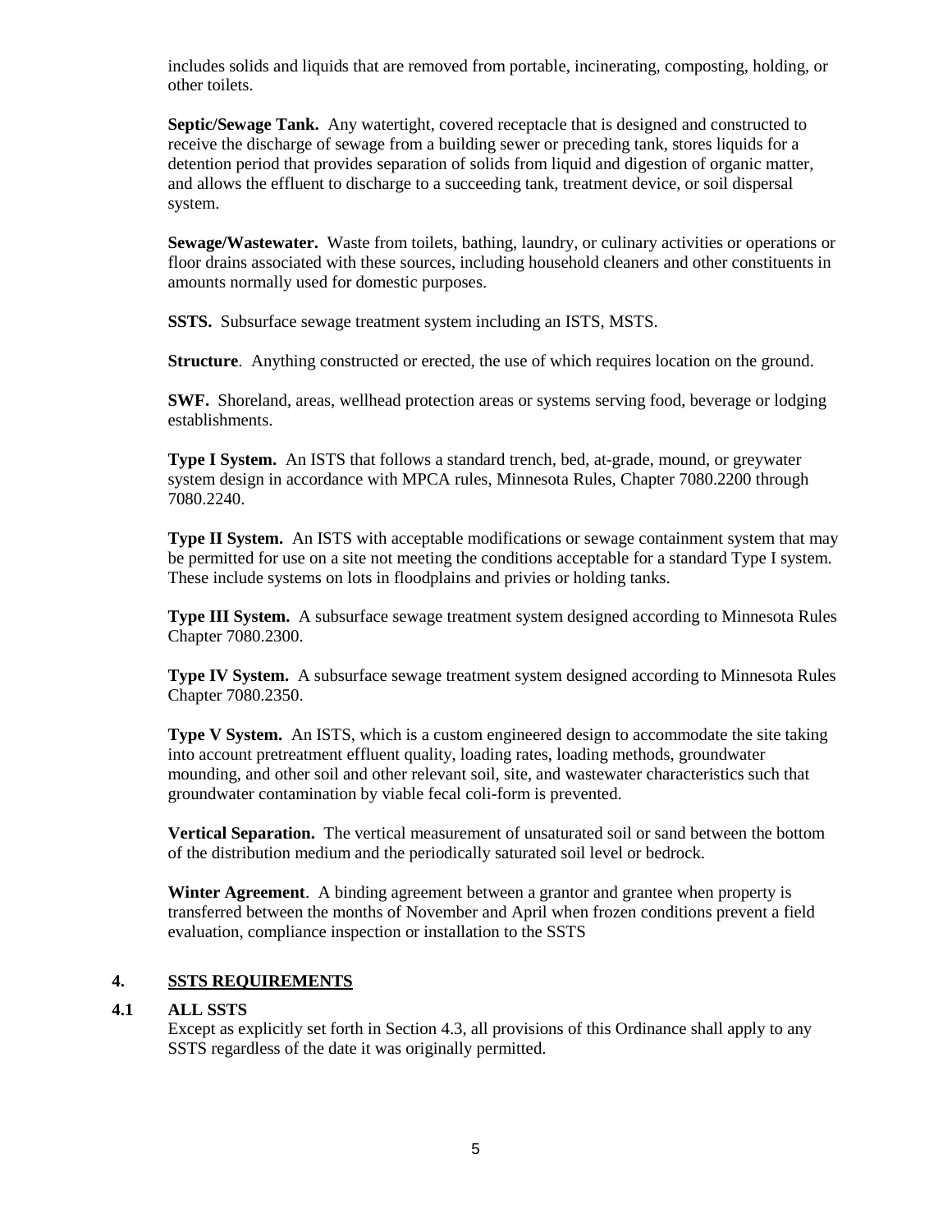includes solids and liquids that are removed from portable, incinerating, composting, holding, or other toilets.

**Septic/Sewage Tank.** Any watertight, covered receptacle that is designed and constructed to receive the discharge of sewage from a building sewer or preceding tank, stores liquids for a detention period that provides separation of solids from liquid and digestion of organic matter, and allows the effluent to discharge to a succeeding tank, treatment device, or soil dispersal system.

**Sewage/Wastewater.** Waste from toilets, bathing, laundry, or culinary activities or operations or floor drains associated with these sources, including household cleaners and other constituents in amounts normally used for domestic purposes.

**SSTS.** Subsurface sewage treatment system including an ISTS, MSTS.

**Structure**. Anything constructed or erected, the use of which requires location on the ground.

**SWF.** Shoreland, areas, wellhead protection areas or systems serving food, beverage or lodging establishments.

**Type I System.** An ISTS that follows a standard trench, bed, at-grade, mound, or greywater system design in accordance with MPCA rules, Minnesota Rules, Chapter 7080.2200 through 7080.2240.

**Type II System.** An ISTS with acceptable modifications or sewage containment system that may be permitted for use on a site not meeting the conditions acceptable for a standard Type I system. These include systems on lots in floodplains and privies or holding tanks.

**Type III System.** A subsurface sewage treatment system designed according to Minnesota Rules Chapter 7080.2300.

**Type IV System.** A subsurface sewage treatment system designed according to Minnesota Rules Chapter 7080.2350.

**Type V System.** An ISTS, which is a custom engineered design to accommodate the site taking into account pretreatment effluent quality, loading rates, loading methods, groundwater mounding, and other soil and other relevant soil, site, and wastewater characteristics such that groundwater contamination by viable fecal coli-form is prevented.

**Vertical Separation.** The vertical measurement of unsaturated soil or sand between the bottom of the distribution medium and the periodically saturated soil level or bedrock.

**Winter Agreement**. A binding agreement between a grantor and grantee when property is transferred between the months of November and April when frozen conditions prevent a field evaluation, compliance inspection or installation to the SSTS

## 4. SSTS REQUIREMENTS

### 4.1 ALL SSTS

Except as explicitly set forth in Section 4.3, all provisions of this Ordinance shall apply to any SSTS regardless of the date it was originally permitted.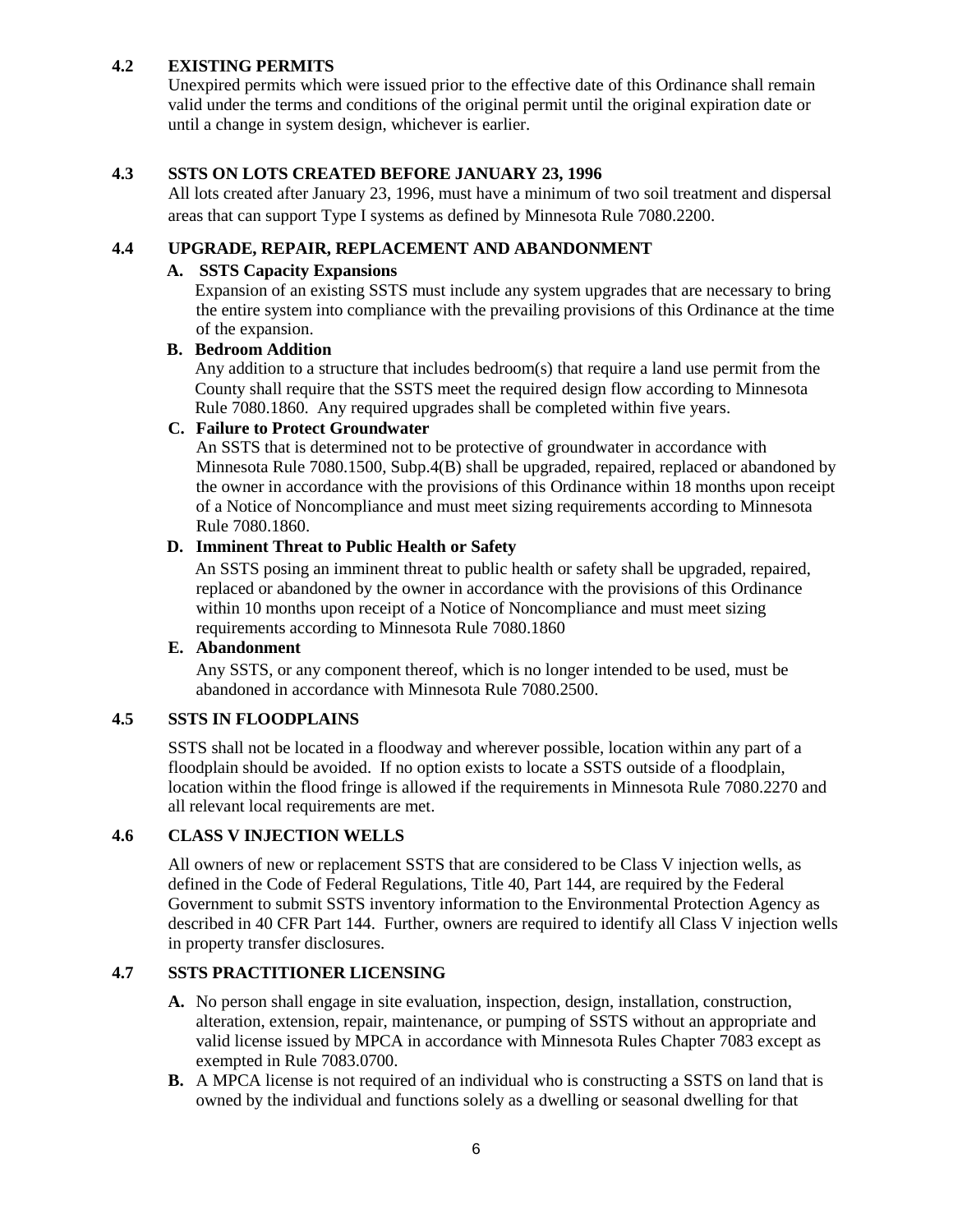## 4.2 EXISTING PERMITS

Unexpired permits which were issued prior to the effective date of this Ordinance shall remain valid under the terms and conditions of the original permit until the original expiration date or until a change in system design, whichever is earlier.

## 4.3 SSTS ON LOTS CREATED BEFORE JANUARY 23, 1996

All lots created after January 23, 1996, must have a minimum of two soil treatment and dispersal areas that can support Type I systems as defined by Minnesota Rule 7080.2200.

## 4.4 UPGRADE, REPAIR, REPLACEMENT AND ABANDONMENT

**A. SSTS Capacity Expansions**

Expansion of an existing SSTS must include any system upgrades that are necessary to bring the entire system into compliance with the prevailing provisions of this Ordinance at the time of the expansion.

**B. Bedroom Addition**

Any addition to a structure that includes bedroom(s) that require a land use permit from the County shall require that the SSTS meet the required design flow according to Minnesota Rule 7080.1860. Any required upgrades shall be completed within five years.

**C. Failure to Protect Groundwater**

An SSTS that is determined not to be protective of groundwater in accordance with Minnesota Rule 7080.1500, Subp.4(B) shall be upgraded, repaired, replaced or abandoned by the owner in accordance with the provisions of this Ordinance within 18 months upon receipt of a Notice of Noncompliance and must meet sizing requirements according to Minnesota Rule 7080.1860.

**D. Imminent Threat to Public Health or Safety**

An SSTS posing an imminent threat to public health or safety shall be upgraded, repaired, replaced or abandoned by the owner in accordance with the provisions of this Ordinance within 10 months upon receipt of a Notice of Noncompliance and must meet sizing requirements according to Minnesota Rule 7080.1860

**E. Abandonment**

Any SSTS, or any component thereof, which is no longer intended to be used, must be abandoned in accordance with Minnesota Rule 7080.2500.

## 4.5 SSTS IN FLOODPLAINS

SSTS shall not be located in a floodway and wherever possible, location within any part of a floodplain should be avoided. If no option exists to locate a SSTS outside of a floodplain, location within the flood fringe is allowed if the requirements in Minnesota Rule 7080.2270 and all relevant local requirements are met.

## 4.6 CLASS V INJECTION WELLS

All owners of new or replacement SSTS that are considered to be Class V injection wells, as defined in the Code of Federal Regulations, Title 40, Part 144, are required by the Federal Government to submit SSTS inventory information to the Environmental Protection Agency as described in 40 CFR Part 144. Further, owners are required to identify all Class V injection wells in property transfer disclosures.

## 4.7 SSTS PRACTITIONER LICENSING

**A.** No person shall engage in site evaluation, inspection, design, installation, construction, alteration, extension, repair, maintenance, or pumping of SSTS without an appropriate and valid license issued by MPCA in accordance with Minnesota Rules Chapter 7083 except as exempted in Rule 7083.0700.

**B.** A MPCA license is not required of an individual who is constructing a SSTS on land that is owned by the individual and functions solely as a dwelling or seasonal dwelling for that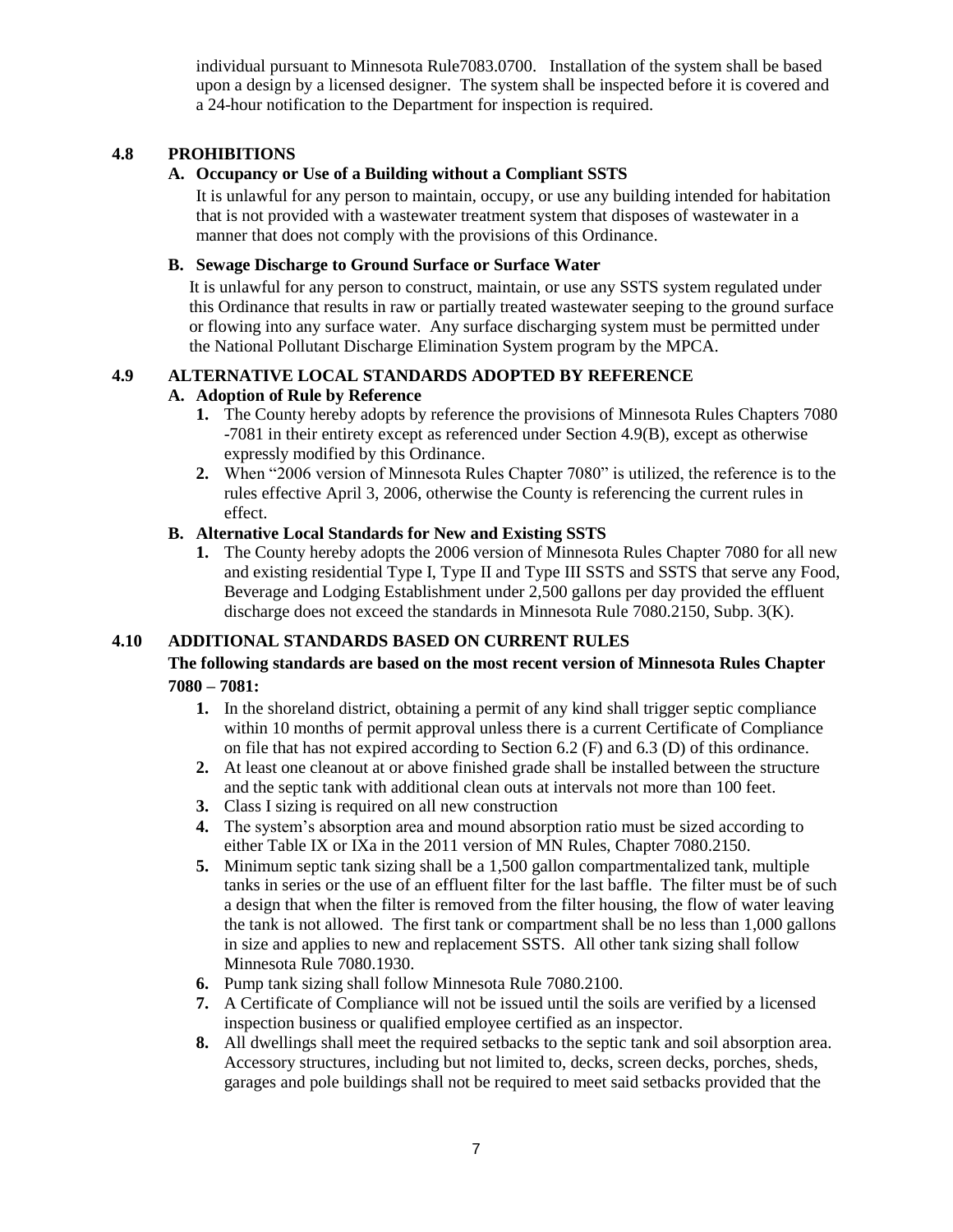individual pursuant to Minnesota Rule7083.0700. Installation of the system shall be based upon a design by a licensed designer. The system shall be inspected before it is covered and a 24-hour notification to the Department for inspection is required.

## 4.8 PROHIBITIONS

### A. Occupancy or Use of a Building without a Compliant SSTS

It is unlawful for any person to maintain, occupy, or use any building intended for habitation that is not provided with a wastewater treatment system that disposes of wastewater in a manner that does not comply with the provisions of this Ordinance.

### B. Sewage Discharge to Ground Surface or Surface Water

It is unlawful for any person to construct, maintain, or use any SSTS system regulated under this Ordinance that results in raw or partially treated wastewater seeping to the ground surface or flowing into any surface water. Any surface discharging system must be permitted under the National Pollutant Discharge Elimination System program by the MPCA.

## 4.9 ALTERNATIVE LOCAL STANDARDS ADOPTED BY REFERENCE

### A. Adoption of Rule by Reference

1. The County hereby adopts by reference the provisions of Minnesota Rules Chapters 7080 -7081 in their entirety except as referenced under Section 4.9(B), except as otherwise expressly modified by this Ordinance.
2. When "2006 version of Minnesota Rules Chapter 7080" is utilized, the reference is to the rules effective April 3, 2006, otherwise the County is referencing the current rules in effect.

### B. Alternative Local Standards for New and Existing SSTS

1. The County hereby adopts the 2006 version of Minnesota Rules Chapter 7080 for all new and existing residential Type I, Type II and Type III SSTS and SSTS that serve any Food, Beverage and Lodging Establishment under 2,500 gallons per day provided the effluent discharge does not exceed the standards in Minnesota Rule 7080.2150, Subp. 3(K).

## 4.10 ADDITIONAL STANDARDS BASED ON CURRENT RULES

**The following standards are based on the most recent version of Minnesota Rules Chapter 7080 – 7081:**

1. In the shoreland district, obtaining a permit of any kind shall trigger septic compliance within 10 months of permit approval unless there is a current Certificate of Compliance on file that has not expired according to Section 6.2 (F) and 6.3 (D) of this ordinance.
2. At least one cleanout at or above finished grade shall be installed between the structure and the septic tank with additional clean outs at intervals not more than 100 feet.
3. Class I sizing is required on all new construction
4. The system's absorption area and mound absorption ratio must be sized according to either Table IX or IXa in the 2011 version of MN Rules, Chapter 7080.2150.
5. Minimum septic tank sizing shall be a 1,500 gallon compartmentalized tank, multiple tanks in series or the use of an effluent filter for the last baffle. The filter must be of such a design that when the filter is removed from the filter housing, the flow of water leaving the tank is not allowed. The first tank or compartment shall be no less than 1,000 gallons in size and applies to new and replacement SSTS. All other tank sizing shall follow Minnesota Rule 7080.1930.
6. Pump tank sizing shall follow Minnesota Rule 7080.2100.
7. A Certificate of Compliance will not be issued until the soils are verified by a licensed inspection business or qualified employee certified as an inspector.
8. All dwellings shall meet the required setbacks to the septic tank and soil absorption area. Accessory structures, including but not limited to, decks, screen decks, porches, sheds, garages and pole buildings shall not be required to meet said setbacks provided that the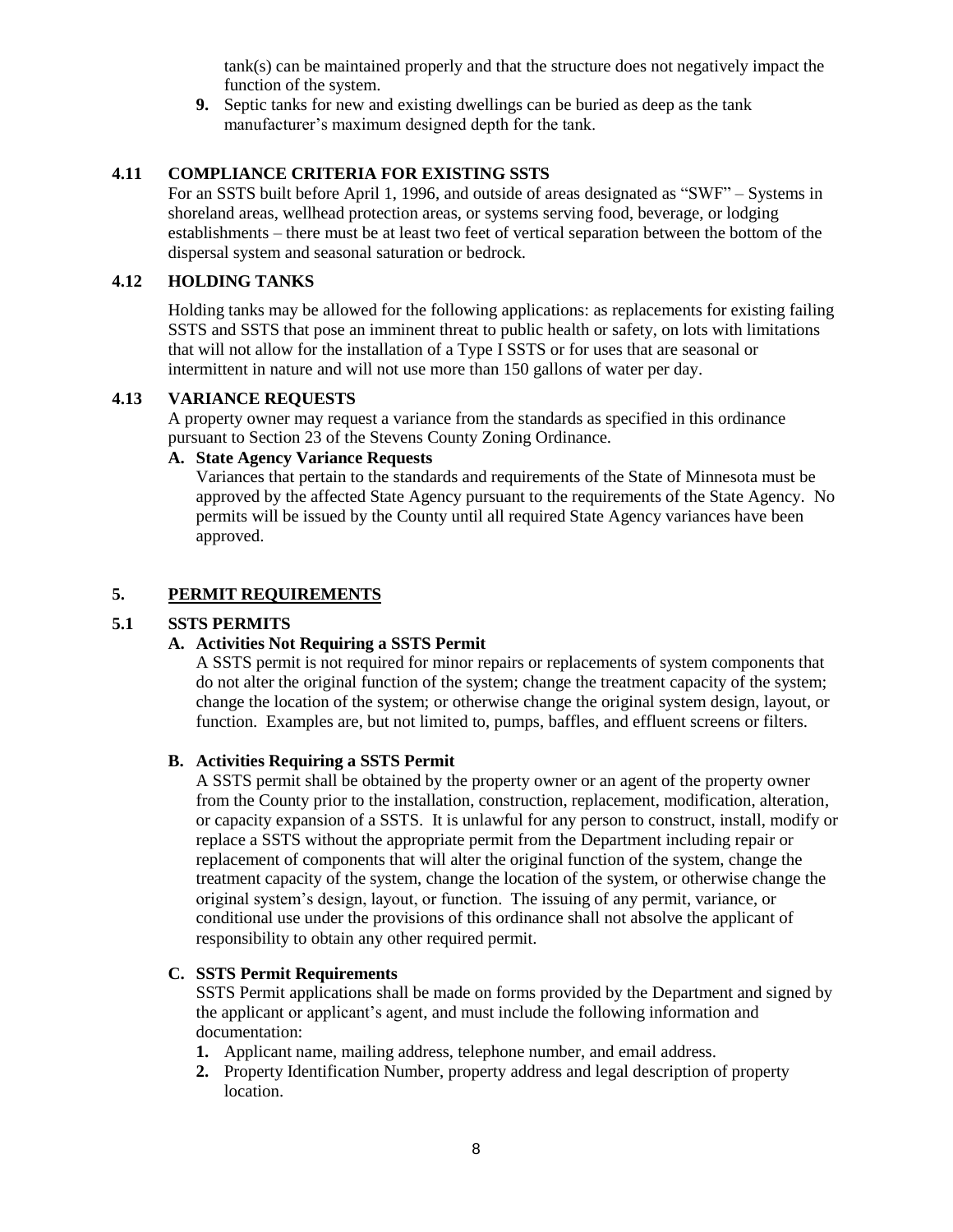tank(s) can be maintained properly and that the structure does not negatively impact the function of the system.

9. Septic tanks for new and existing dwellings can be buried as deep as the tank manufacturer's maximum designed depth for the tank.

### 4.11 COMPLIANCE CRITERIA FOR EXISTING SSTS

For an SSTS built before April 1, 1996, and outside of areas designated as "SWF" – Systems in shoreland areas, wellhead protection areas, or systems serving food, beverage, or lodging establishments – there must be at least two feet of vertical separation between the bottom of the dispersal system and seasonal saturation or bedrock.

### 4.12 HOLDING TANKS

Holding tanks may be allowed for the following applications: as replacements for existing failing SSTS and SSTS that pose an imminent threat to public health or safety, on lots with limitations that will not allow for the installation of a Type I SSTS or for uses that are seasonal or intermittent in nature and will not use more than 150 gallons of water per day.

### 4.13 VARIANCE REQUESTS

A property owner may request a variance from the standards as specified in this ordinance pursuant to Section 23 of the Stevens County Zoning Ordinance.

**A. State Agency Variance Requests**

Variances that pertain to the standards and requirements of the State of Minnesota must be approved by the affected State Agency pursuant to the requirements of the State Agency. No permits will be issued by the County until all required State Agency variances have been approved.

## 5. PERMIT REQUIREMENTS

### 5.1 SSTS PERMITS

**A. Activities Not Requiring a SSTS Permit**

A SSTS permit is not required for minor repairs or replacements of system components that do not alter the original function of the system; change the treatment capacity of the system; change the location of the system; or otherwise change the original system design, layout, or function. Examples are, but not limited to, pumps, baffles, and effluent screens or filters.

**B. Activities Requiring a SSTS Permit**

A SSTS permit shall be obtained by the property owner or an agent of the property owner from the County prior to the installation, construction, replacement, modification, alteration, or capacity expansion of a SSTS. It is unlawful for any person to construct, install, modify or replace a SSTS without the appropriate permit from the Department including repair or replacement of components that will alter the original function of the system, change the treatment capacity of the system, change the location of the system, or otherwise change the original system's design, layout, or function. The issuing of any permit, variance, or conditional use under the provisions of this ordinance shall not absolve the applicant of responsibility to obtain any other required permit.

**C. SSTS Permit Requirements**

SSTS Permit applications shall be made on forms provided by the Department and signed by the applicant or applicant's agent, and must include the following information and documentation:

1. Applicant name, mailing address, telephone number, and email address.
2. Property Identification Number, property address and legal description of property location.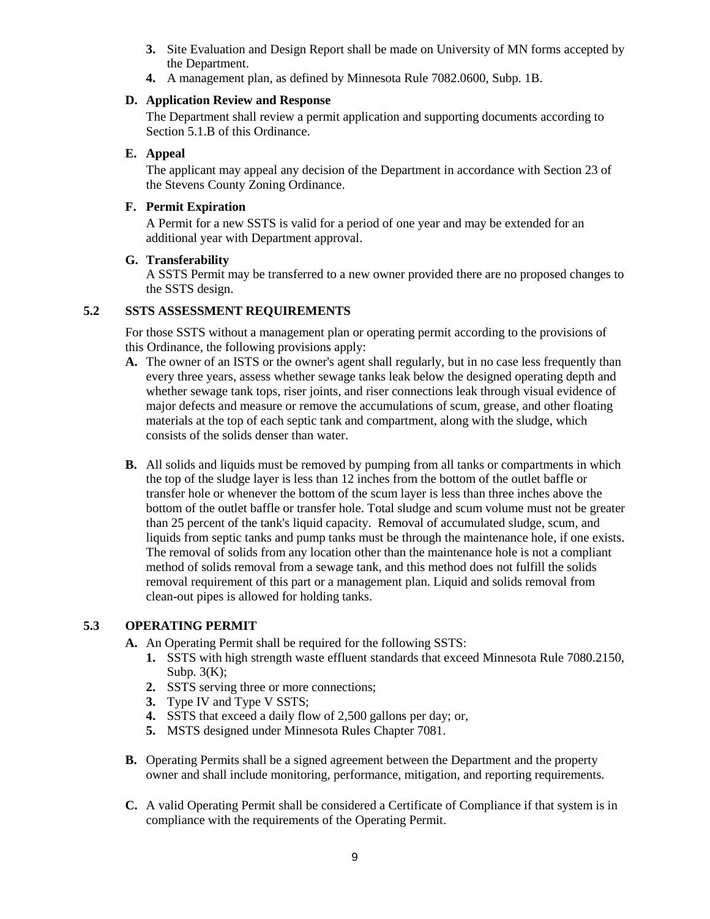3. Site Evaluation and Design Report shall be made on University of MN forms accepted by the Department.
4. A management plan, as defined by Minnesota Rule 7082.0600, Subp. 1B.

**D. Application Review and Response**

The Department shall review a permit application and supporting documents according to Section 5.1.B of this Ordinance.

**E. Appeal**

The applicant may appeal any decision of the Department in accordance with Section 23 of the Stevens County Zoning Ordinance.

**F. Permit Expiration**

A Permit for a new SSTS is valid for a period of one year and may be extended for an additional year with Department approval.

**G. Transferability**

A SSTS Permit may be transferred to a new owner provided there are no proposed changes to the SSTS design.

## 5.2 SSTS ASSESSMENT REQUIREMENTS

For those SSTS without a management plan or operating permit according to the provisions of this Ordinance, the following provisions apply:

**A.** The owner of an ISTS or the owner's agent shall regularly, but in no case less frequently than every three years, assess whether sewage tanks leak below the designed operating depth and whether sewage tank tops, riser joints, and riser connections leak through visual evidence of major defects and measure or remove the accumulations of scum, grease, and other floating materials at the top of each septic tank and compartment, along with the sludge, which consists of the solids denser than water.

**B.** All solids and liquids must be removed by pumping from all tanks or compartments in which the top of the sludge layer is less than 12 inches from the bottom of the outlet baffle or transfer hole or whenever the bottom of the scum layer is less than three inches above the bottom of the outlet baffle or transfer hole. Total sludge and scum volume must not be greater than 25 percent of the tank's liquid capacity. Removal of accumulated sludge, scum, and liquids from septic tanks and pump tanks must be through the maintenance hole, if one exists. The removal of solids from any location other than the maintenance hole is not a compliant method of solids removal from a sewage tank, and this method does not fulfill the solids removal requirement of this part or a management plan. Liquid and solids removal from clean-out pipes is allowed for holding tanks.

## 5.3 OPERATING PERMIT

**A.** An Operating Permit shall be required for the following SSTS:

1. SSTS with high strength waste effluent standards that exceed Minnesota Rule 7080.2150, Subp. 3(K);
2. SSTS serving three or more connections;
3. Type IV and Type V SSTS;
4. SSTS that exceed a daily flow of 2,500 gallons per day; or,
5. MSTS designed under Minnesota Rules Chapter 7081.

**B.** Operating Permits shall be a signed agreement between the Department and the property owner and shall include monitoring, performance, mitigation, and reporting requirements.

**C.** A valid Operating Permit shall be considered a Certificate of Compliance if that system is in compliance with the requirements of the Operating Permit.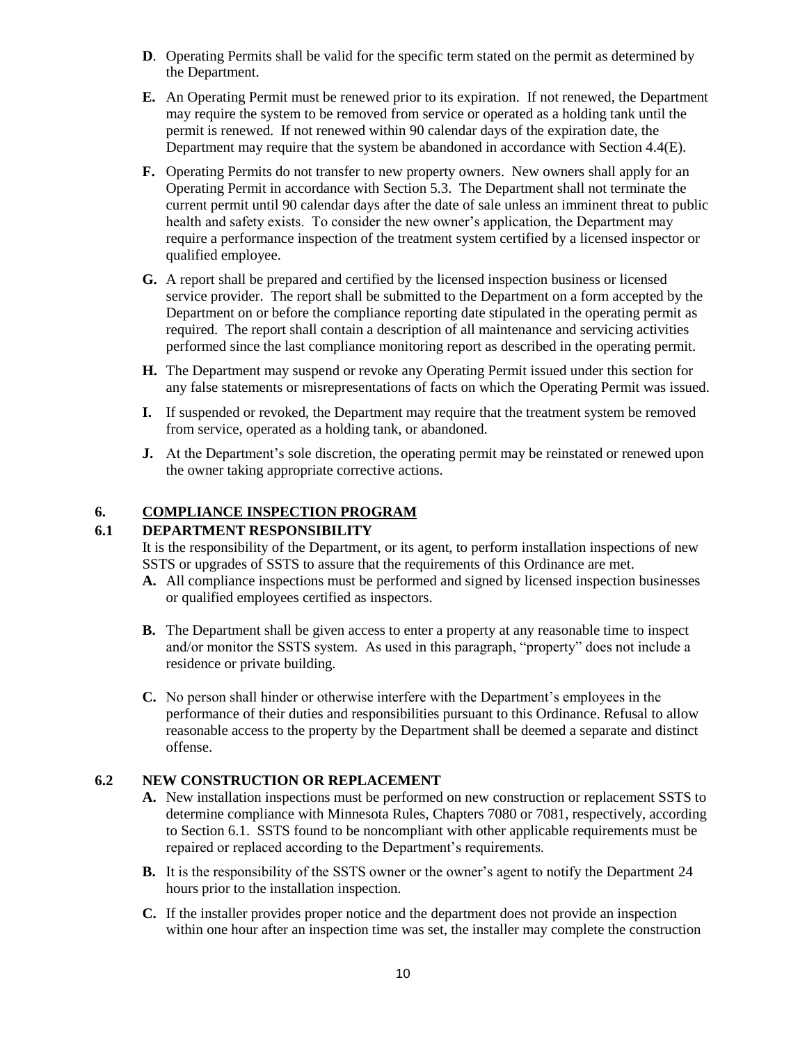**D**. Operating Permits shall be valid for the specific term stated on the permit as determined by the Department.

**E.** An Operating Permit must be renewed prior to its expiration. If not renewed, the Department may require the system to be removed from service or operated as a holding tank until the permit is renewed. If not renewed within 90 calendar days of the expiration date, the Department may require that the system be abandoned in accordance with Section 4.4(E).

**F.** Operating Permits do not transfer to new property owners. New owners shall apply for an Operating Permit in accordance with Section 5.3. The Department shall not terminate the current permit until 90 calendar days after the date of sale unless an imminent threat to public health and safety exists. To consider the new owner's application, the Department may require a performance inspection of the treatment system certified by a licensed inspector or qualified employee.

**G.** A report shall be prepared and certified by the licensed inspection business or licensed service provider. The report shall be submitted to the Department on a form accepted by the Department on or before the compliance reporting date stipulated in the operating permit as required. The report shall contain a description of all maintenance and servicing activities performed since the last compliance monitoring report as described in the operating permit.

**H.** The Department may suspend or revoke any Operating Permit issued under this section for any false statements or misrepresentations of facts on which the Operating Permit was issued.

**I.** If suspended or revoked, the Department may require that the treatment system be removed from service, operated as a holding tank, or abandoned.

**J.** At the Department's sole discretion, the operating permit may be reinstated or renewed upon the owner taking appropriate corrective actions.

## 6. COMPLIANCE INSPECTION PROGRAM

### 6.1 DEPARTMENT RESPONSIBILITY

It is the responsibility of the Department, or its agent, to perform installation inspections of new SSTS or upgrades of SSTS to assure that the requirements of this Ordinance are met.

**A.** All compliance inspections must be performed and signed by licensed inspection businesses or qualified employees certified as inspectors.

**B.** The Department shall be given access to enter a property at any reasonable time to inspect and/or monitor the SSTS system. As used in this paragraph, "property" does not include a residence or private building.

**C.** No person shall hinder or otherwise interfere with the Department's employees in the performance of their duties and responsibilities pursuant to this Ordinance. Refusal to allow reasonable access to the property by the Department shall be deemed a separate and distinct offense.

### 6.2 NEW CONSTRUCTION OR REPLACEMENT

**A.** New installation inspections must be performed on new construction or replacement SSTS to determine compliance with Minnesota Rules, Chapters 7080 or 7081, respectively, according to Section 6.1. SSTS found to be noncompliant with other applicable requirements must be repaired or replaced according to the Department's requirements.

**B.** It is the responsibility of the SSTS owner or the owner's agent to notify the Department 24 hours prior to the installation inspection.

**C.** If the installer provides proper notice and the department does not provide an inspection within one hour after an inspection time was set, the installer may complete the construction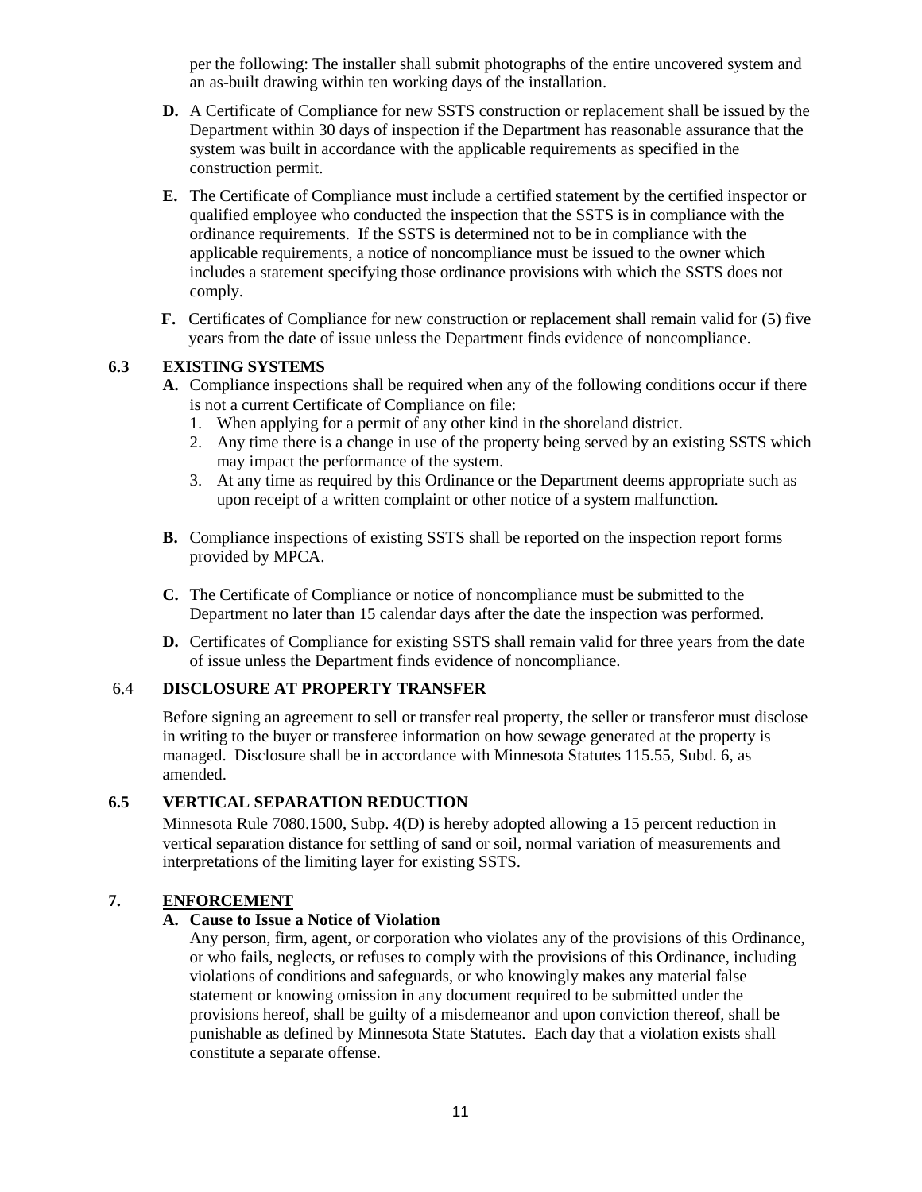per the following: The installer shall submit photographs of the entire uncovered system and an as-built drawing within ten working days of the installation.

**D.** A Certificate of Compliance for new SSTS construction or replacement shall be issued by the Department within 30 days of inspection if the Department has reasonable assurance that the system was built in accordance with the applicable requirements as specified in the construction permit.

**E.** The Certificate of Compliance must include a certified statement by the certified inspector or qualified employee who conducted the inspection that the SSTS is in compliance with the ordinance requirements. If the SSTS is determined not to be in compliance with the applicable requirements, a notice of noncompliance must be issued to the owner which includes a statement specifying those ordinance provisions with which the SSTS does not comply.

**F.** Certificates of Compliance for new construction or replacement shall remain valid for (5) five years from the date of issue unless the Department finds evidence of noncompliance.

### 6.3 EXISTING SYSTEMS

**A.** Compliance inspections shall be required when any of the following conditions occur if there is not a current Certificate of Compliance on file:

1. When applying for a permit of any other kind in the shoreland district.
2. Any time there is a change in use of the property being served by an existing SSTS which may impact the performance of the system.
3. At any time as required by this Ordinance or the Department deems appropriate such as upon receipt of a written complaint or other notice of a system malfunction.

**B.** Compliance inspections of existing SSTS shall be reported on the inspection report forms provided by MPCA.

**C.** The Certificate of Compliance or notice of noncompliance must be submitted to the Department no later than 15 calendar days after the date the inspection was performed.

**D.** Certificates of Compliance for existing SSTS shall remain valid for three years from the date of issue unless the Department finds evidence of noncompliance.

### 6.4 DISCLOSURE AT PROPERTY TRANSFER

Before signing an agreement to sell or transfer real property, the seller or transferor must disclose in writing to the buyer or transferee information on how sewage generated at the property is managed. Disclosure shall be in accordance with Minnesota Statutes 115.55, Subd. 6, as amended.

### 6.5 VERTICAL SEPARATION REDUCTION

Minnesota Rule 7080.1500, Subp. 4(D) is hereby adopted allowing a 15 percent reduction in vertical separation distance for settling of sand or soil, normal variation of measurements and interpretations of the limiting layer for existing SSTS.

## 7. ENFORCEMENT

**A. Cause to Issue a Notice of Violation**

Any person, firm, agent, or corporation who violates any of the provisions of this Ordinance, or who fails, neglects, or refuses to comply with the provisions of this Ordinance, including violations of conditions and safeguards, or who knowingly makes any material false statement or knowing omission in any document required to be submitted under the provisions hereof, shall be guilty of a misdemeanor and upon conviction thereof, shall be punishable as defined by Minnesota State Statutes. Each day that a violation exists shall constitute a separate offense.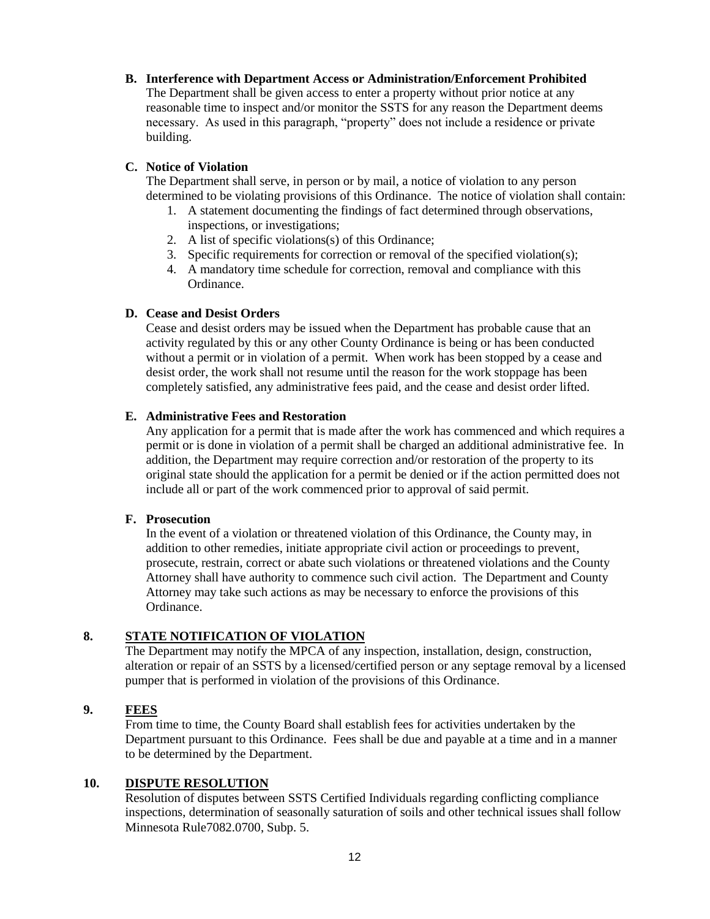**B. Interference with Department Access or Administration/Enforcement Prohibited**

The Department shall be given access to enter a property without prior notice at any reasonable time to inspect and/or monitor the SSTS for any reason the Department deems necessary. As used in this paragraph, "property" does not include a residence or private building.

**C. Notice of Violation**

The Department shall serve, in person or by mail, a notice of violation to any person determined to be violating provisions of this Ordinance. The notice of violation shall contain:

1. A statement documenting the findings of fact determined through observations, inspections, or investigations;
2. A list of specific violations(s) of this Ordinance;
3. Specific requirements for correction or removal of the specified violation(s);
4. A mandatory time schedule for correction, removal and compliance with this Ordinance.

**D. Cease and Desist Orders**

Cease and desist orders may be issued when the Department has probable cause that an activity regulated by this or any other County Ordinance is being or has been conducted without a permit or in violation of a permit. When work has been stopped by a cease and desist order, the work shall not resume until the reason for the work stoppage has been completely satisfied, any administrative fees paid, and the cease and desist order lifted.

**E. Administrative Fees and Restoration**

Any application for a permit that is made after the work has commenced and which requires a permit or is done in violation of a permit shall be charged an additional administrative fee. In addition, the Department may require correction and/or restoration of the property to its original state should the application for a permit be denied or if the action permitted does not include all or part of the work commenced prior to approval of said permit.

**F. Prosecution**

In the event of a violation or threatened violation of this Ordinance, the County may, in addition to other remedies, initiate appropriate civil action or proceedings to prevent, prosecute, restrain, correct or abate such violations or threatened violations and the County Attorney shall have authority to commence such civil action. The Department and County Attorney may take such actions as may be necessary to enforce the provisions of this Ordinance.

## 8. STATE NOTIFICATION OF VIOLATION

The Department may notify the MPCA of any inspection, installation, design, construction, alteration or repair of an SSTS by a licensed/certified person or any septage removal by a licensed pumper that is performed in violation of the provisions of this Ordinance.

## 9. FEES

From time to time, the County Board shall establish fees for activities undertaken by the Department pursuant to this Ordinance. Fees shall be due and payable at a time and in a manner to be determined by the Department.

## 10. DISPUTE RESOLUTION

Resolution of disputes between SSTS Certified Individuals regarding conflicting compliance inspections, determination of seasonally saturation of soils and other technical issues shall follow Minnesota Rule7082.0700, Subp. 5.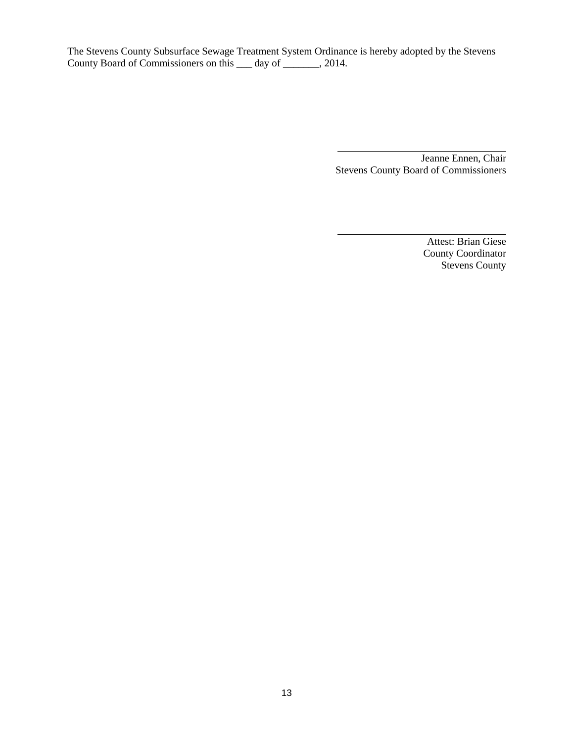The Stevens County Subsurface Sewage Treatment System Ordinance is hereby adopted by the Stevens County Board of Commissioners on this ___ day of _______, 2014.

\_\_\_\_\_\_\_\_\_\_\_\_\_\_\_\_\_\_\_\_\_\_\_\_\_\_\_\_\_\_\_\_\_\_

Jeanne Ennen, Chair
Stevens County Board of Commissioners

\_\_\_\_\_\_\_\_\_\_\_\_\_\_\_\_\_\_\_\_\_\_\_\_\_\_\_\_\_\_\_\_\_\_

Attest: Brian Giese
County Coordinator
Stevens County